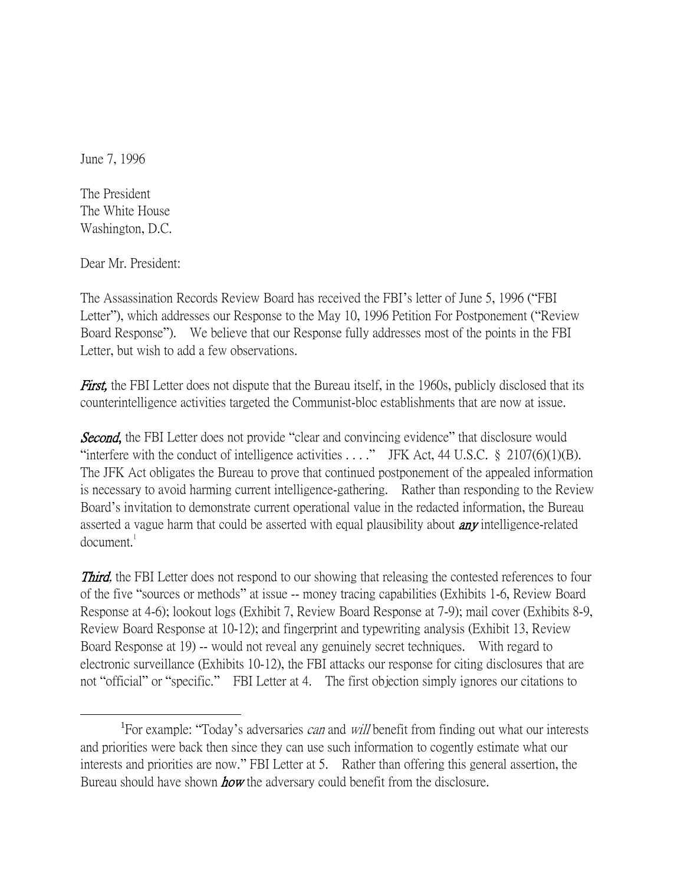June 7, 1996

The President
The White House
Washington, D.C.

Dear Mr. President:

The Assassination Records Review Board has received the FBI's letter of June 5, 1996 ("FBI Letter"), which addresses our Response to the May 10, 1996 Petition For Postponement ("Review Board Response"). We believe that our Response fully addresses most of the points in the FBI Letter, but wish to add a few observations.

***First,*** the FBI Letter does not dispute that the Bureau itself, in the 1960s, publicly disclosed that its counterintelligence activities targeted the Communist-bloc establishments that are now at issue.

***Second,*** the FBI Letter does not provide "clear and convincing evidence" that disclosure would "interfere with the conduct of intelligence activities . . . ." JFK Act, 44 U.S.C. § 2107(6)(1)(B). The JFK Act obligates the Bureau to prove that continued postponement of the appealed information is necessary to avoid harming current intelligence-gathering. Rather than responding to the Review Board's invitation to demonstrate current operational value in the redacted information, the Bureau asserted a vague harm that could be asserted with equal plausibility about ***any*** intelligence-related document.[1]

***Third,*** the FBI Letter does not respond to our showing that releasing the contested references to four of the five "sources or methods" at issue -- money tracing capabilities (Exhibits 1-6, Review Board Response at 4-6); lookout logs (Exhibit 7, Review Board Response at 7-9); mail cover (Exhibits 8-9, Review Board Response at 10-12); and fingerprint and typewriting analysis (Exhibit 13, Review Board Response at 19) -- would not reveal any genuinely secret techniques. With regard to electronic surveillance (Exhibits 10-12), the FBI attacks our response for citing disclosures that are not "official" or "specific." FBI Letter at 4. The first objection simply ignores our citations to

---

[1] For example: "Today's adversaries *can* and *will* benefit from finding out what our interests and priorities were back then since they can use such information to cogently estimate what our interests and priorities are now." FBI Letter at 5. Rather than offering this general assertion, the Bureau should have shown ***how*** the adversary could benefit from the disclosure.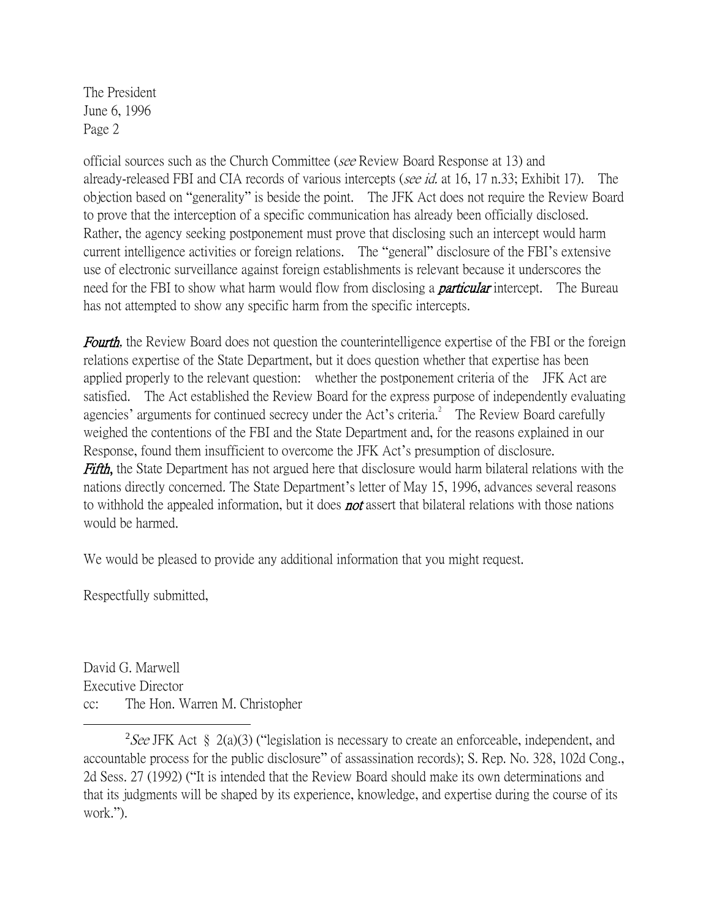The President
June 6, 1996
Page 2

official sources such as the Church Committee (*see* Review Board Response at 13) and already-released FBI and CIA records of various intercepts (*see id.* at 16, 17 n.33; Exhibit 17). The objection based on "generality" is beside the point. The JFK Act does not require the Review Board to prove that the interception of a specific communication has already been officially disclosed. Rather, the agency seeking postponement must prove that disclosing such an intercept would harm current intelligence activities or foreign relations. The "general" disclosure of the FBI's extensive use of electronic surveillance against foreign establishments is relevant because it underscores the need for the FBI to show what harm would flow from disclosing a ***particular*** intercept. The Bureau has not attempted to show any specific harm from the specific intercepts.

***Fourth***, the Review Board does not question the counterintelligence expertise of the FBI or the foreign relations expertise of the State Department, but it does question whether that expertise has been applied properly to the relevant question: whether the postponement criteria of the JFK Act are satisfied. The Act established the Review Board for the express purpose of independently evaluating agencies' arguments for continued secrecy under the Act's criteria.[2] The Review Board carefully weighed the contentions of the FBI and the State Department and, for the reasons explained in our Response, found them insufficient to overcome the JFK Act's presumption of disclosure.

***Fifth***, the State Department has not argued here that disclosure would harm bilateral relations with the nations directly concerned. The State Department's letter of May 15, 1996, advances several reasons to withhold the appealed information, but it does ***not*** assert that bilateral relations with those nations would be harmed.

We would be pleased to provide any additional information that you might request.

Respectfully submitted,

David G. Marwell
Executive Director
cc: The Hon. Warren M. Christopher

---

[2] *See* JFK Act § 2(a)(3) ("legislation is necessary to create an enforceable, independent, and accountable process for the public disclosure" of assassination records); S. Rep. No. 328, 102d Cong., 2d Sess. 27 (1992) ("It is intended that the Review Board should make its own determinations and that its judgments will be shaped by its experience, knowledge, and expertise during the course of its work.").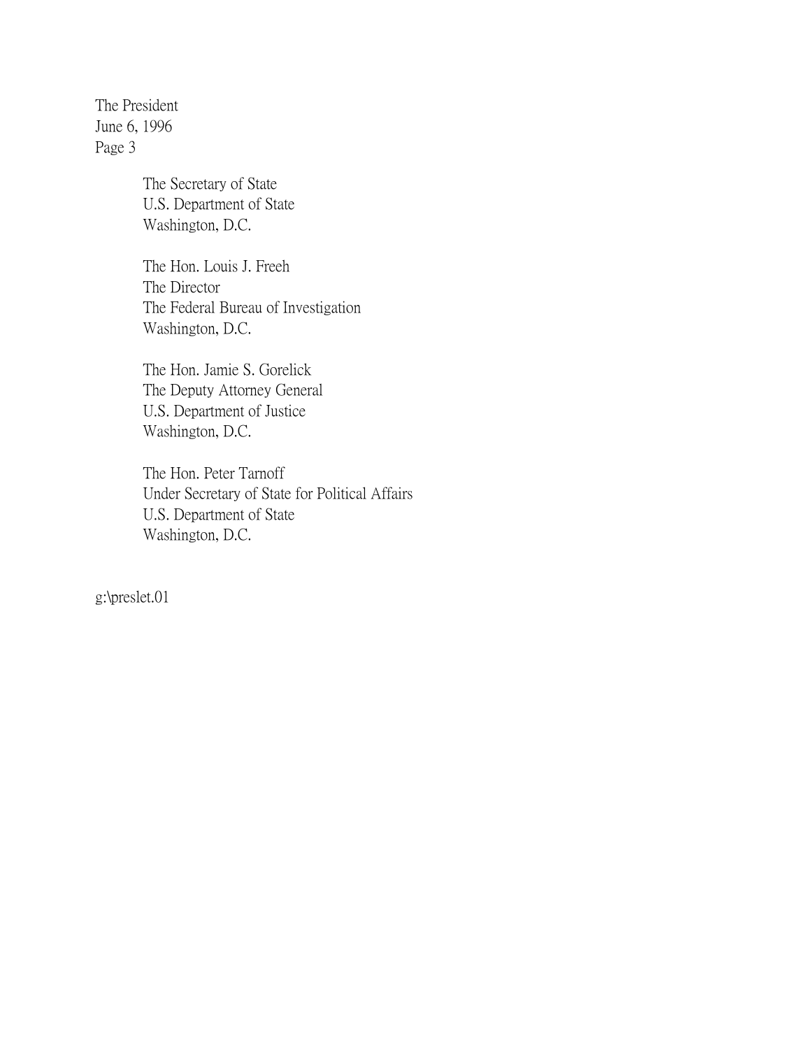The Secretary of State
U.S. Department of State
Washington, D.C.

The Hon. Louis J. Freeh
The Director
The Federal Bureau of Investigation
Washington, D.C.

The Hon. Jamie S. Gorelick
The Deputy Attorney General
U.S. Department of Justice
Washington, D.C.

The Hon. Peter Tarnoff
Under Secretary of State for Political Affairs
U.S. Department of State
Washington, D.C.

g:\preslet.01